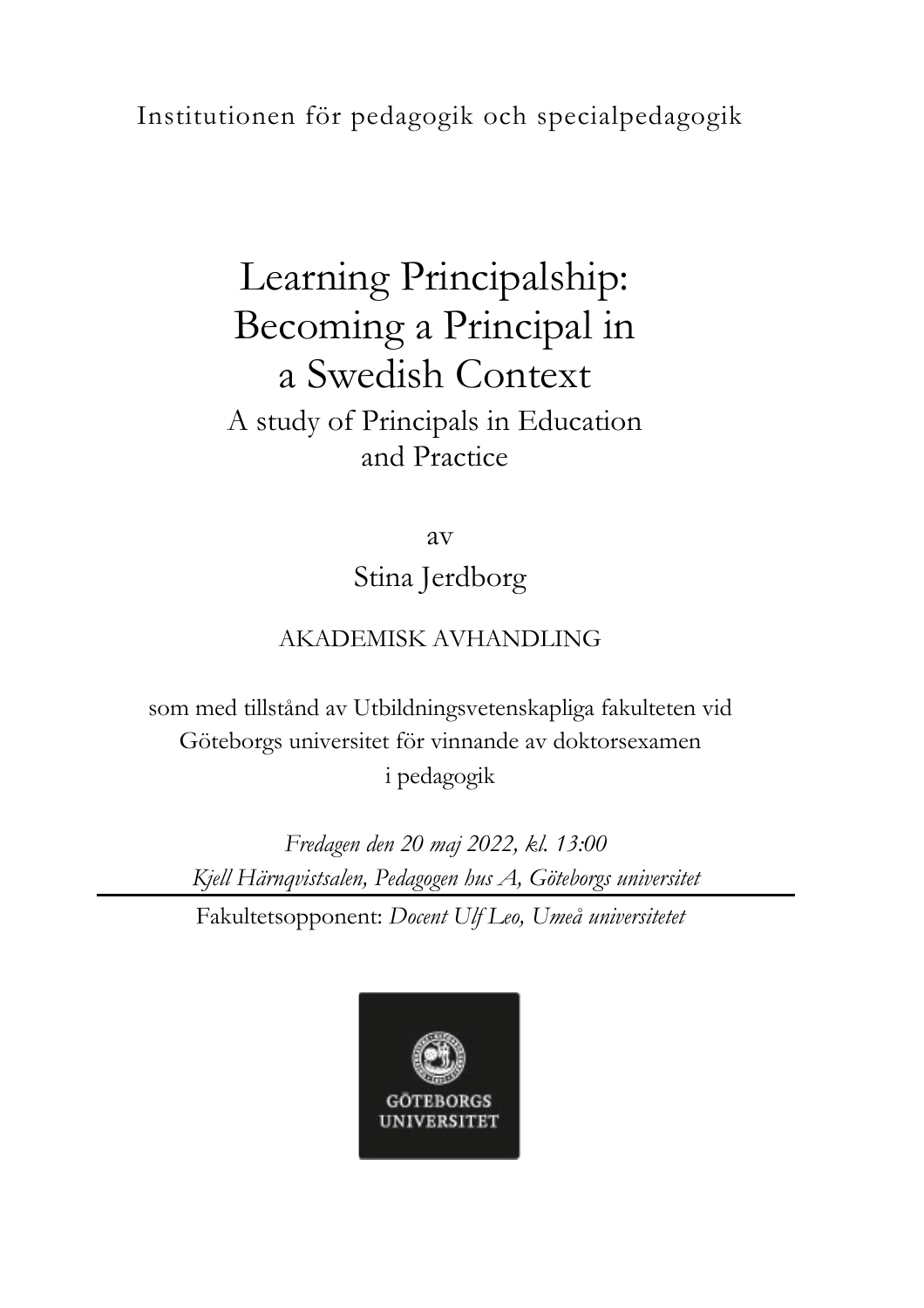Institutionen för pedagogik och specialpedagogik

# Learning Principalship: Becoming a Principal in a Swedish Context

## A study of Principals in Education and Practice

av

Stina Jerdborg

AKADEMISK AVHANDLING

som med tillstånd av Utbildningsvetenskapliga fakulteten vid Göteborgs universitet för vinnande av doktorsexamen i pedagogik

*Fredagen den 20 maj 2022, kl. 13:00*

*Kjell Härnqvistsalen, Pedagogen hus A, Göteborgs universitet*

---

Fakultetsopponent: *Docent Ulf Leo, Umeå universitetet*

GÖTEBORGS UNIVERSITET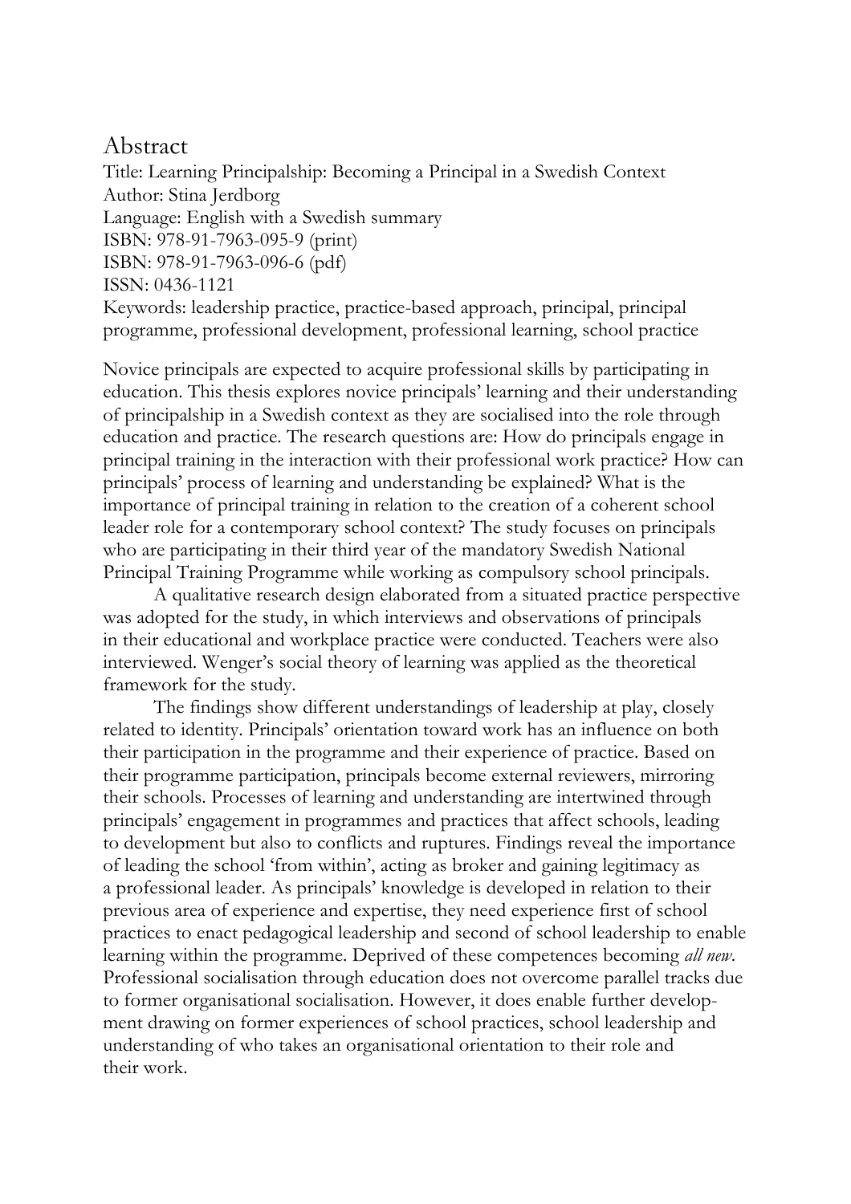# Abstract

Title: Learning Principalship: Becoming a Principal in a Swedish Context
Author: Stina Jerdborg
Language: English with a Swedish summary
ISBN: 978-91-7963-095-9 (print)
ISBN: 978-91-7963-096-6 (pdf)
ISSN: 0436-1121
Keywords: leadership practice, practice-based approach, principal, principal programme, professional development, professional learning, school practice

Novice principals are expected to acquire professional skills by participating in education. This thesis explores novice principals' learning and their understanding of principalship in a Swedish context as they are socialised into the role through education and practice. The research questions are: How do principals engage in principal training in the interaction with their professional work practice? How can principals' process of learning and understanding be explained? What is the importance of principal training in relation to the creation of a coherent school leader role for a contemporary school context? The study focuses on principals who are participating in their third year of the mandatory Swedish National Principal Training Programme while working as compulsory school principals.

A qualitative research design elaborated from a situated practice perspective was adopted for the study, in which interviews and observations of principals in their educational and workplace practice were conducted. Teachers were also interviewed. Wenger's social theory of learning was applied as the theoretical framework for the study.

The findings show different understandings of leadership at play, closely related to identity. Principals' orientation toward work has an influence on both their participation in the programme and their experience of practice. Based on their programme participation, principals become external reviewers, mirroring their schools. Processes of learning and understanding are intertwined through principals' engagement in programmes and practices that affect schools, leading to development but also to conflicts and ruptures. Findings reveal the importance of leading the school 'from within', acting as broker and gaining legitimacy as a professional leader. As principals' knowledge is developed in relation to their previous area of experience and expertise, they need experience first of school practices to enact pedagogical leadership and second of school leadership to enable learning within the programme. Deprived of these competences becoming *all new*. Professional socialisation through education does not overcome parallel tracks due to former organisational socialisation. However, it does enable further development drawing on former experiences of school practices, school leadership and understanding of who takes an organisational orientation to their role and their work.